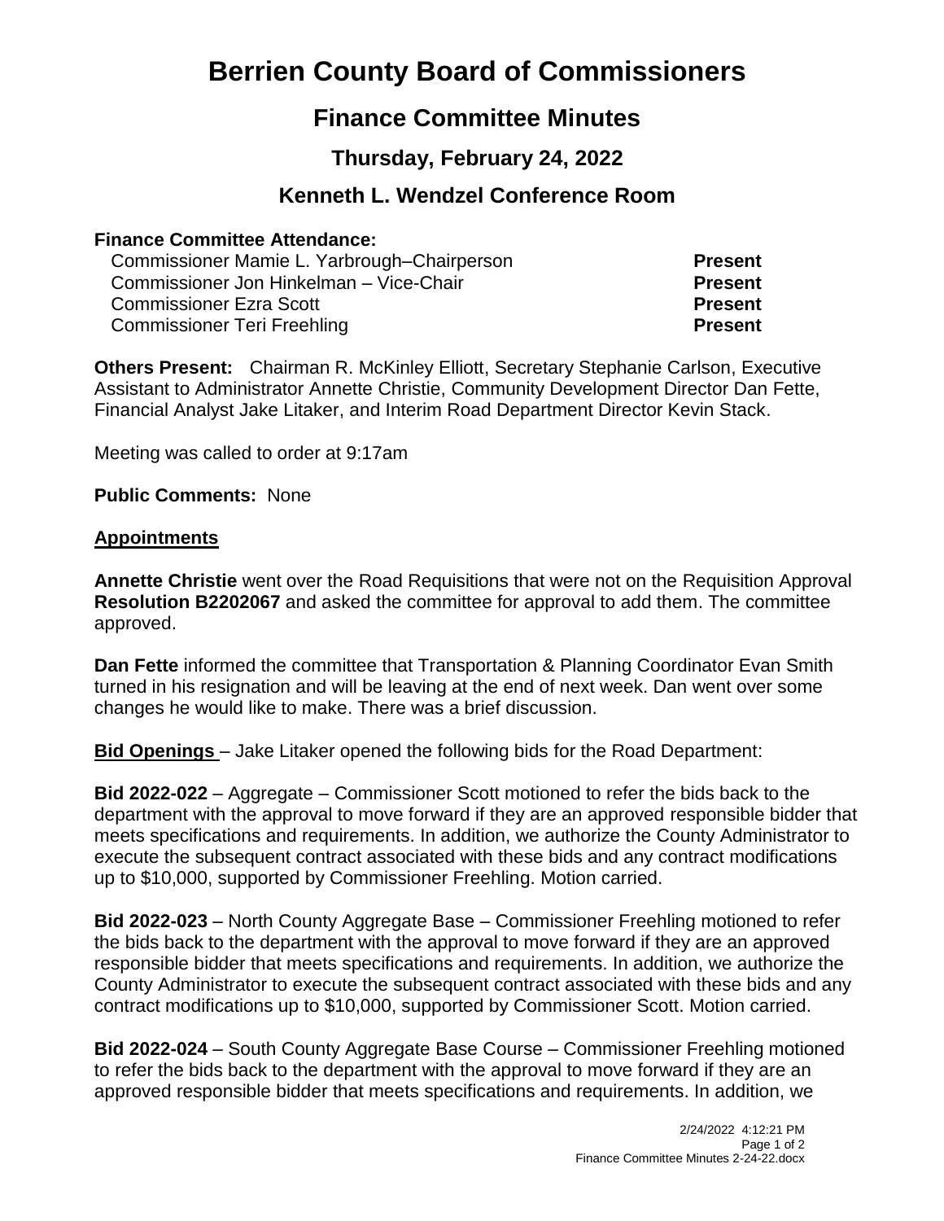# Berrien County Board of Commissioners

## Finance Committee Minutes

### Thursday, February 24, 2022

### Kenneth L. Wendzel Conference Room

**Finance Committee Attendance:**

| | |
|---|---|
| Commissioner Mamie L. Yarbrough–Chairperson | **Present** |
| Commissioner Jon Hinkelman – Vice-Chair | **Present** |
| Commissioner Ezra Scott | **Present** |
| Commissioner Teri Freehling | **Present** |

**Others Present:** Chairman R. McKinley Elliott, Secretary Stephanie Carlson, Executive Assistant to Administrator Annette Christie, Community Development Director Dan Fette, Financial Analyst Jake Litaker, and Interim Road Department Director Kevin Stack.

Meeting was called to order at 9:17am

**Public Comments:** None

**Appointments**

**Annette Christie** went over the Road Requisitions that were not on the Requisition Approval **Resolution B2202067** and asked the committee for approval to add them. The committee approved.

**Dan Fette** informed the committee that Transportation & Planning Coordinator Evan Smith turned in his resignation and will be leaving at the end of next week. Dan went over some changes he would like to make. There was a brief discussion.

**Bid Openings** – Jake Litaker opened the following bids for the Road Department:

**Bid 2022-022** – Aggregate – Commissioner Scott motioned to refer the bids back to the department with the approval to move forward if they are an approved responsible bidder that meets specifications and requirements. In addition, we authorize the County Administrator to execute the subsequent contract associated with these bids and any contract modifications up to $10,000, supported by Commissioner Freehling. Motion carried.

**Bid 2022-023** – North County Aggregate Base – Commissioner Freehling motioned to refer the bids back to the department with the approval to move forward if they are an approved responsible bidder that meets specifications and requirements. In addition, we authorize the County Administrator to execute the subsequent contract associated with these bids and any contract modifications up to $10,000, supported by Commissioner Scott. Motion carried.

**Bid 2022-024** – South County Aggregate Base Course – Commissioner Freehling motioned to refer the bids back to the department with the approval to move forward if they are an approved responsible bidder that meets specifications and requirements. In addition, we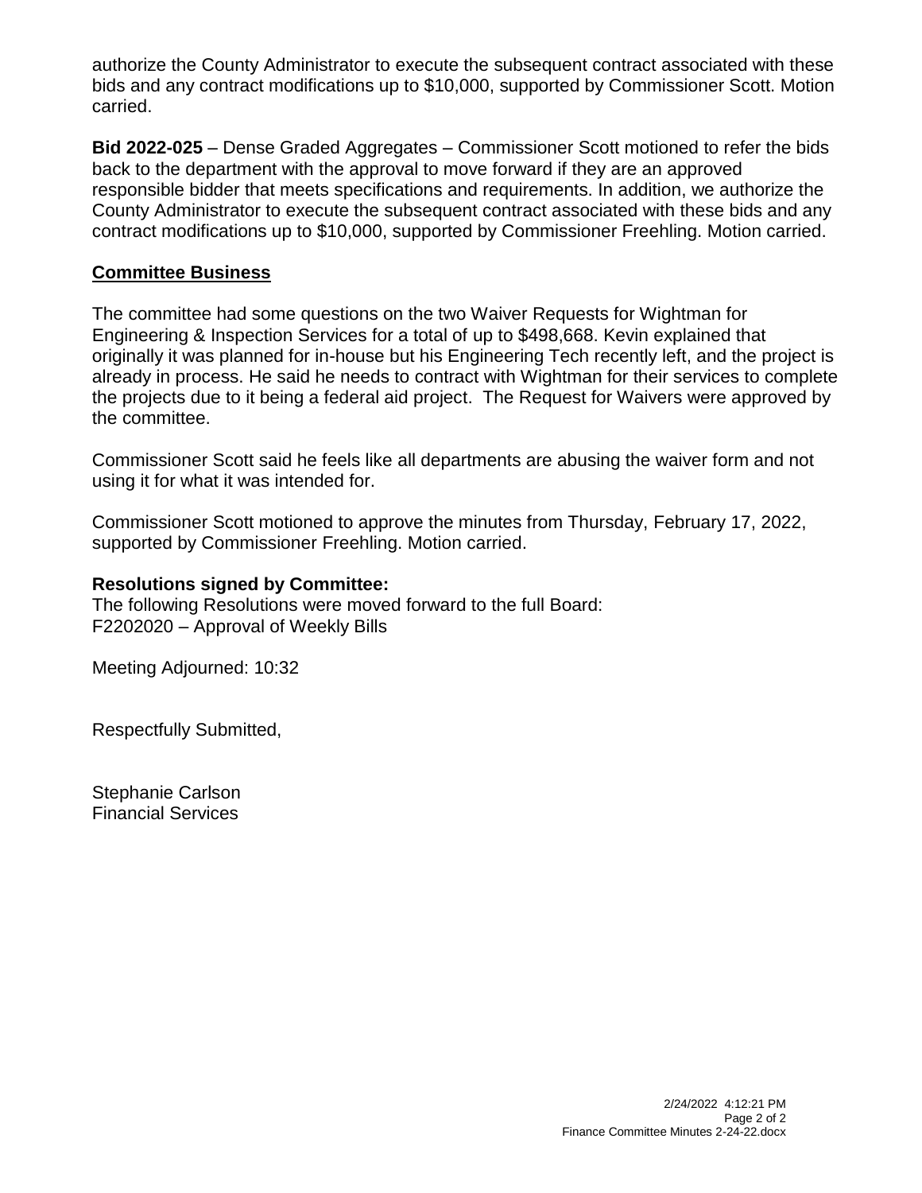authorize the County Administrator to execute the subsequent contract associated with these bids and any contract modifications up to $10,000, supported by Commissioner Scott. Motion carried.

**Bid 2022-025** – Dense Graded Aggregates – Commissioner Scott motioned to refer the bids back to the department with the approval to move forward if they are an approved responsible bidder that meets specifications and requirements. In addition, we authorize the County Administrator to execute the subsequent contract associated with these bids and any contract modifications up to $10,000, supported by Commissioner Freehling. Motion carried.

## Committee Business

The committee had some questions on the two Waiver Requests for Wightman for Engineering & Inspection Services for a total of up to $498,668. Kevin explained that originally it was planned for in-house but his Engineering Tech recently left, and the project is already in process. He said he needs to contract with Wightman for their services to complete the projects due to it being a federal aid project. The Request for Waivers were approved by the committee.

Commissioner Scott said he feels like all departments are abusing the waiver form and not using it for what it was intended for.

Commissioner Scott motioned to approve the minutes from Thursday, February 17, 2022, supported by Commissioner Freehling. Motion carried.

**Resolutions signed by Committee:**
The following Resolutions were moved forward to the full Board:
F2202020 – Approval of Weekly Bills

Meeting Adjourned: 10:32

Respectfully Submitted,

Stephanie Carlson
Financial Services

2/24/2022 4:12:21 PM
Finance Committee Minutes 2-24-22.docx